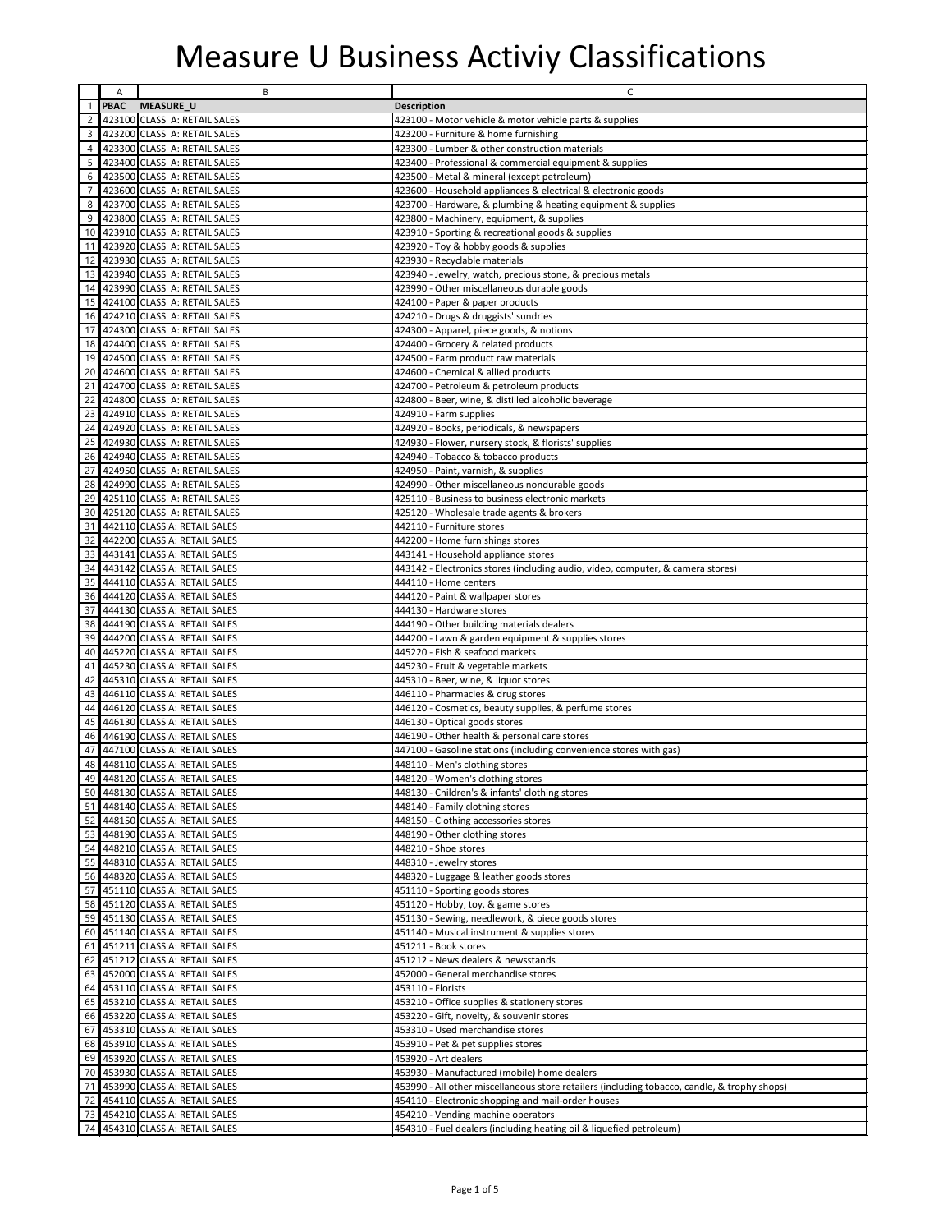# Measure U Business Activiy Classifications

|  | A | B | C |
|---|---|---|---|
| 1 | PBAC | MEASURE_U | Description |
| 2 | 423100 | CLASS  A: RETAIL SALES | 423100 - Motor vehicle & motor vehicle parts & supplies |
| 3 | 423200 | CLASS  A: RETAIL SALES | 423200 - Furniture & home furnishing |
| 4 | 423300 | CLASS  A: RETAIL SALES | 423300 - Lumber & other construction materials |
| 5 | 423400 | CLASS  A: RETAIL SALES | 423400 - Professional & commercial equipment & supplies |
| 6 | 423500 | CLASS  A: RETAIL SALES | 423500 - Metal & mineral (except petroleum) |
| 7 | 423600 | CLASS  A: RETAIL SALES | 423600 - Household appliances & electrical & electronic goods |
| 8 | 423700 | CLASS  A: RETAIL SALES | 423700 - Hardware, & plumbing & heating equipment & supplies |
| 9 | 423800 | CLASS  A: RETAIL SALES | 423800 - Machinery, equipment, & supplies |
| 10 | 423910 | CLASS  A: RETAIL SALES | 423910 - Sporting & recreational goods & supplies |
| 11 | 423920 | CLASS  A: RETAIL SALES | 423920 - Toy & hobby goods & supplies |
| 12 | 423930 | CLASS  A: RETAIL SALES | 423930 - Recyclable materials |
| 13 | 423940 | CLASS  A: RETAIL SALES | 423940 - Jewelry, watch, precious stone, & precious metals |
| 14 | 423990 | CLASS  A: RETAIL SALES | 423990 - Other miscellaneous durable goods |
| 15 | 424100 | CLASS  A: RETAIL SALES | 424100 - Paper & paper products |
| 16 | 424210 | CLASS  A: RETAIL SALES | 424210 - Drugs & druggists' sundries |
| 17 | 424300 | CLASS  A: RETAIL SALES | 424300 - Apparel, piece goods, & notions |
| 18 | 424400 | CLASS  A: RETAIL SALES | 424400 - Grocery & related products |
| 19 | 424500 | CLASS  A: RETAIL SALES | 424500 - Farm product raw materials |
| 20 | 424600 | CLASS  A: RETAIL SALES | 424600 - Chemical & allied products |
| 21 | 424700 | CLASS  A: RETAIL SALES | 424700 - Petroleum & petroleum products |
| 22 | 424800 | CLASS  A: RETAIL SALES | 424800 - Beer, wine, & distilled alcoholic beverage |
| 23 | 424910 | CLASS  A: RETAIL SALES | 424910 - Farm supplies |
| 24 | 424920 | CLASS  A: RETAIL SALES | 424920 - Books, periodicals, & newspapers |
| 25 | 424930 | CLASS  A: RETAIL SALES | 424930 - Flower, nursery stock, & florists' supplies |
| 26 | 424940 | CLASS  A: RETAIL SALES | 424940 - Tobacco & tobacco products |
| 27 | 424950 | CLASS  A: RETAIL SALES | 424950 - Paint, varnish, & supplies |
| 28 | 424990 | CLASS  A: RETAIL SALES | 424990 - Other miscellaneous nondurable goods |
| 29 | 425110 | CLASS  A: RETAIL SALES | 425110 - Business to business electronic markets |
| 30 | 425120 | CLASS  A: RETAIL SALES | 425120 - Wholesale trade agents & brokers |
| 31 | 442110 | CLASS A: RETAIL SALES | 442110 - Furniture stores |
| 32 | 442200 | CLASS A: RETAIL SALES | 442200 - Home furnishings stores |
| 33 | 443141 | CLASS A: RETAIL SALES | 443141 - Household appliance stores |
| 34 | 443142 | CLASS A: RETAIL SALES | 443142 - Electronics stores (including audio, video, computer, & camera stores) |
| 35 | 444110 | CLASS A: RETAIL SALES | 444110 - Home centers |
| 36 | 444120 | CLASS A: RETAIL SALES | 444120 - Paint & wallpaper stores |
| 37 | 444130 | CLASS A: RETAIL SALES | 444130 - Hardware stores |
| 38 | 444190 | CLASS A: RETAIL SALES | 444190 - Other building materials dealers |
| 39 | 444200 | CLASS A: RETAIL SALES | 444200 - Lawn & garden equipment & supplies stores |
| 40 | 445220 | CLASS A: RETAIL SALES | 445220 - Fish & seafood markets |
| 41 | 445230 | CLASS A: RETAIL SALES | 445230 - Fruit & vegetable markets |
| 42 | 445310 | CLASS A: RETAIL SALES | 445310 - Beer, wine, & liquor stores |
| 43 | 446110 | CLASS A: RETAIL SALES | 446110 - Pharmacies & drug stores |
| 44 | 446120 | CLASS A: RETAIL SALES | 446120 - Cosmetics, beauty supplies, & perfume stores |
| 45 | 446130 | CLASS A: RETAIL SALES | 446130 - Optical goods stores |
| 46 | 446190 | CLASS A: RETAIL SALES | 446190 - Other health & personal care stores |
| 47 | 447100 | CLASS A: RETAIL SALES | 447100 - Gasoline stations (including convenience stores with gas) |
| 48 | 448110 | CLASS A: RETAIL SALES | 448110 - Men's clothing stores |
| 49 | 448120 | CLASS A: RETAIL SALES | 448120 - Women's clothing stores |
| 50 | 448130 | CLASS A: RETAIL SALES | 448130 - Children's & infants' clothing stores |
| 51 | 448140 | CLASS A: RETAIL SALES | 448140 - Family clothing stores |
| 52 | 448150 | CLASS A: RETAIL SALES | 448150 - Clothing accessories stores |
| 53 | 448190 | CLASS A: RETAIL SALES | 448190 - Other clothing stores |
| 54 | 448210 | CLASS A: RETAIL SALES | 448210 - Shoe stores |
| 55 | 448310 | CLASS A: RETAIL SALES | 448310 - Jewelry stores |
| 56 | 448320 | CLASS A: RETAIL SALES | 448320 - Luggage & leather goods stores |
| 57 | 451110 | CLASS A: RETAIL SALES | 451110 - Sporting goods stores |
| 58 | 451120 | CLASS A: RETAIL SALES | 451120 - Hobby, toy, & game stores |
| 59 | 451130 | CLASS A: RETAIL SALES | 451130 - Sewing, needlework, & piece goods stores |
| 60 | 451140 | CLASS A: RETAIL SALES | 451140 - Musical instrument & supplies stores |
| 61 | 451211 | CLASS A: RETAIL SALES | 451211 - Book stores |
| 62 | 451212 | CLASS A: RETAIL SALES | 451212 - News dealers & newsstands |
| 63 | 452000 | CLASS A: RETAIL SALES | 452000 - General merchandise stores |
| 64 | 453110 | CLASS A: RETAIL SALES | 453110 - Florists |
| 65 | 453210 | CLASS A: RETAIL SALES | 453210 - Office supplies & stationery stores |
| 66 | 453220 | CLASS A: RETAIL SALES | 453220 - Gift, novelty, & souvenir stores |
| 67 | 453310 | CLASS A: RETAIL SALES | 453310 - Used merchandise stores |
| 68 | 453910 | CLASS A: RETAIL SALES | 453910 - Pet & pet supplies stores |
| 69 | 453920 | CLASS A: RETAIL SALES | 453920 - Art dealers |
| 70 | 453930 | CLASS A: RETAIL SALES | 453930 - Manufactured (mobile) home dealers |
| 71 | 453990 | CLASS A: RETAIL SALES | 453990 - All other miscellaneous store retailers (including tobacco, candle, & trophy shops) |
| 72 | 454110 | CLASS A: RETAIL SALES | 454110 - Electronic shopping and mail-order houses |
| 73 | 454210 | CLASS A: RETAIL SALES | 454210 - Vending machine operators |
| 74 | 454310 | CLASS A: RETAIL SALES | 454310 - Fuel dealers (including heating oil & liquefied petroleum) |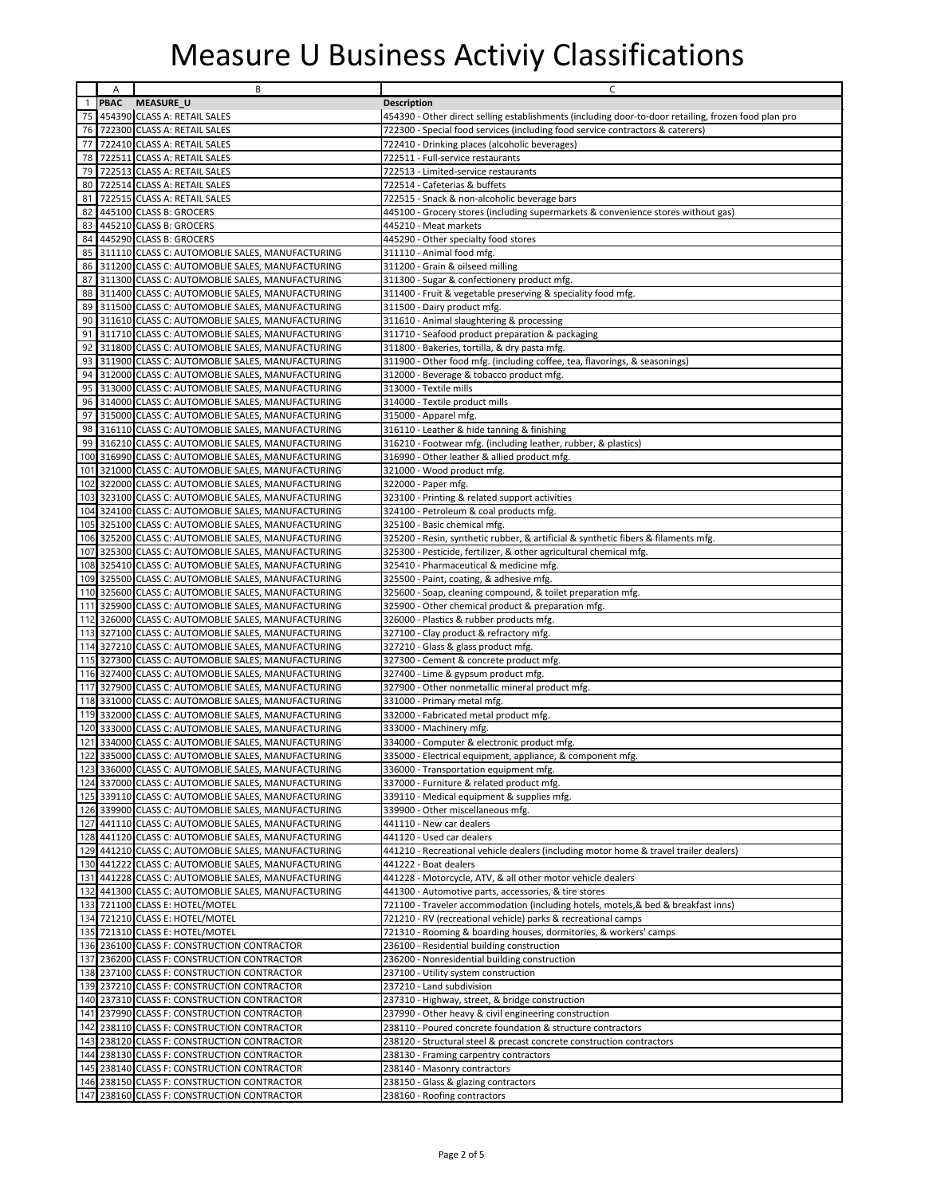# Measure U Business Activiy Classifications

| | A | B | C |
|---|---|---|---|
| 1 | PBAC | MEASURE_U | Description |
| 75 | 454390 | CLASS A: RETAIL SALES | 454390 - Other direct selling establishments (including door-to-door retailing, frozen food plan pro |
| 76 | 722300 | CLASS A: RETAIL SALES | 722300 - Special food services (including food service contractors & caterers) |
| 77 | 722410 | CLASS A: RETAIL SALES | 722410 - Drinking places (alcoholic beverages) |
| 78 | 722511 | CLASS A: RETAIL SALES | 722511 - Full-service restaurants |
| 79 | 722513 | CLASS A: RETAIL SALES | 722513 - Limited-service restaurants |
| 80 | 722514 | CLASS A: RETAIL SALES | 722514 - Cafeterias & buffets |
| 81 | 722515 | CLASS A: RETAIL SALES | 722515 - Snack & non-alcoholic beverage bars |
| 82 | 445100 | CLASS B: GROCERS | 445100 - Grocery stores (including supermarkets & convenience stores without gas) |
| 83 | 445210 | CLASS B: GROCERS | 445210 - Meat markets |
| 84 | 445290 | CLASS B: GROCERS | 445290 - Other specialty food stores |
| 85 | 311110 | CLASS C: AUTOMOBLIE SALES, MANUFACTURING | 311110 - Animal food mfg. |
| 86 | 311200 | CLASS C: AUTOMOBLIE SALES, MANUFACTURING | 311200 - Grain & oilseed milling |
| 87 | 311300 | CLASS C: AUTOMOBLIE SALES, MANUFACTURING | 311300 - Sugar & confectionery product mfg. |
| 88 | 311400 | CLASS C: AUTOMOBLIE SALES, MANUFACTURING | 311400 - Fruit & vegetable preserving & speciality food mfg. |
| 89 | 311500 | CLASS C: AUTOMOBLIE SALES, MANUFACTURING | 311500 - Dairy product mfg. |
| 90 | 311610 | CLASS C: AUTOMOBLIE SALES, MANUFACTURING | 311610 - Animal slaughtering & processing |
| 91 | 311710 | CLASS C: AUTOMOBLIE SALES, MANUFACTURING | 311710 - Seafood product preparation & packaging |
| 92 | 311800 | CLASS C: AUTOMOBLIE SALES, MANUFACTURING | 311800 - Bakeries, tortilla, & dry pasta mfg. |
| 93 | 311900 | CLASS C: AUTOMOBLIE SALES, MANUFACTURING | 311900 - Other food mfg. (including coffee, tea, flavorings, & seasonings) |
| 94 | 312000 | CLASS C: AUTOMOBLIE SALES, MANUFACTURING | 312000 - Beverage & tobacco product mfg. |
| 95 | 313000 | CLASS C: AUTOMOBLIE SALES, MANUFACTURING | 313000 - Textile mills |
| 96 | 314000 | CLASS C: AUTOMOBLIE SALES, MANUFACTURING | 314000 - Textile product mills |
| 97 | 315000 | CLASS C: AUTOMOBLIE SALES, MANUFACTURING | 315000 - Apparel mfg. |
| 98 | 316110 | CLASS C: AUTOMOBLIE SALES, MANUFACTURING | 316110 - Leather & hide tanning & finishing |
| 99 | 316210 | CLASS C: AUTOMOBLIE SALES, MANUFACTURING | 316210 - Footwear mfg. (including leather, rubber, & plastics) |
| 100 | 316990 | CLASS C: AUTOMOBLIE SALES, MANUFACTURING | 316990 - Other leather & allied product mfg. |
| 101 | 321000 | CLASS C: AUTOMOBLIE SALES, MANUFACTURING | 321000 - Wood product mfg. |
| 102 | 322000 | CLASS C: AUTOMOBLIE SALES, MANUFACTURING | 322000 - Paper mfg. |
| 103 | 323100 | CLASS C: AUTOMOBLIE SALES, MANUFACTURING | 323100 - Printing & related support activities |
| 104 | 324100 | CLASS C: AUTOMOBLIE SALES, MANUFACTURING | 324100 - Petroleum & coal products mfg. |
| 105 | 325100 | CLASS C: AUTOMOBLIE SALES, MANUFACTURING | 325100 - Basic chemical mfg. |
| 106 | 325200 | CLASS C: AUTOMOBLIE SALES, MANUFACTURING | 325200 - Resin, synthetic rubber, & artificial & synthetic fibers & filaments mfg. |
| 107 | 325300 | CLASS C: AUTOMOBLIE SALES, MANUFACTURING | 325300 - Pesticide, fertilizer, & other agricultural chemical mfg. |
| 108 | 325410 | CLASS C: AUTOMOBLIE SALES, MANUFACTURING | 325410 - Pharmaceutical & medicine mfg. |
| 109 | 325500 | CLASS C: AUTOMOBLIE SALES, MANUFACTURING | 325500 - Paint, coating, & adhesive mfg. |
| 110 | 325600 | CLASS C: AUTOMOBLIE SALES, MANUFACTURING | 325600 - Soap, cleaning compound, & toilet preparation mfg. |
| 111 | 325900 | CLASS C: AUTOMOBLIE SALES, MANUFACTURING | 325900 - Other chemical product & preparation mfg. |
| 112 | 326000 | CLASS C: AUTOMOBLIE SALES, MANUFACTURING | 326000 - Plastics & rubber products mfg. |
| 113 | 327100 | CLASS C: AUTOMOBLIE SALES, MANUFACTURING | 327100 - Clay product & refractory mfg. |
| 114 | 327210 | CLASS C: AUTOMOBLIE SALES, MANUFACTURING | 327210 - Glass & glass product mfg. |
| 115 | 327300 | CLASS C: AUTOMOBLIE SALES, MANUFACTURING | 327300 - Cement & concrete product mfg. |
| 116 | 327400 | CLASS C: AUTOMOBLIE SALES, MANUFACTURING | 327400 - Lime & gypsum product mfg. |
| 117 | 327900 | CLASS C: AUTOMOBLIE SALES, MANUFACTURING | 327900 - Other nonmetallic mineral product mfg. |
| 118 | 331000 | CLASS C: AUTOMOBLIE SALES, MANUFACTURING | 331000 - Primary metal mfg. |
| 119 | 332000 | CLASS C: AUTOMOBLIE SALES, MANUFACTURING | 332000 - Fabricated metal product mfg. |
| 120 | 333000 | CLASS C: AUTOMOBLIE SALES, MANUFACTURING | 333000 - Machinery mfg. |
| 121 | 334000 | CLASS C: AUTOMOBLIE SALES, MANUFACTURING | 334000 - Computer & electronic product mfg. |
| 122 | 335000 | CLASS C: AUTOMOBLIE SALES, MANUFACTURING | 335000 - Electrical equipment, appliance, & component mfg. |
| 123 | 336000 | CLASS C: AUTOMOBLIE SALES, MANUFACTURING | 336000 - Transportation equipment mfg. |
| 124 | 337000 | CLASS C: AUTOMOBLIE SALES, MANUFACTURING | 337000 - Furniture & related product mfg. |
| 125 | 339110 | CLASS C: AUTOMOBLIE SALES, MANUFACTURING | 339110 - Medical equipment & supplies mfg. |
| 126 | 339900 | CLASS C: AUTOMOBLIE SALES, MANUFACTURING | 339900 - Other miscellaneous mfg. |
| 127 | 441110 | CLASS C: AUTOMOBLIE SALES, MANUFACTURING | 441110 - New car dealers |
| 128 | 441120 | CLASS C: AUTOMOBLIE SALES, MANUFACTURING | 441120 - Used car dealers |
| 129 | 441210 | CLASS C: AUTOMOBLIE SALES, MANUFACTURING | 441210 - Recreational vehicle dealers (including motor home & travel trailer dealers) |
| 130 | 441222 | CLASS C: AUTOMOBLIE SALES, MANUFACTURING | 441222 - Boat dealers |
| 131 | 441228 | CLASS C: AUTOMOBLIE SALES, MANUFACTURING | 441228 - Motorcycle, ATV, & all other motor vehicle dealers |
| 132 | 441300 | CLASS C: AUTOMOBLIE SALES, MANUFACTURING | 441300 - Automotive parts, accessories, & tire stores |
| 133 | 721100 | CLASS E: HOTEL/MOTEL | 721100 - Traveler accommodation (including hotels, motels,& bed & breakfast inns) |
| 134 | 721210 | CLASS E: HOTEL/MOTEL | 721210 - RV (recreational vehicle) parks & recreational camps |
| 135 | 721310 | CLASS E: HOTEL/MOTEL | 721310 - Rooming & boarding houses, dormitories, & workers' camps |
| 136 | 236100 | CLASS F: CONSTRUCTION CONTRACTOR | 236100 - Residential building construction |
| 137 | 236200 | CLASS F: CONSTRUCTION CONTRACTOR | 236200 - Nonresidential building construction |
| 138 | 237100 | CLASS F: CONSTRUCTION CONTRACTOR | 237100 - Utility system construction |
| 139 | 237210 | CLASS F: CONSTRUCTION CONTRACTOR | 237210 - Land subdivision |
| 140 | 237310 | CLASS F: CONSTRUCTION CONTRACTOR | 237310 - Highway, street, & bridge construction |
| 141 | 237990 | CLASS F: CONSTRUCTION CONTRACTOR | 237990 - Other heavy & civil engineering construction |
| 142 | 238110 | CLASS F: CONSTRUCTION CONTRACTOR | 238110 - Poured concrete foundation & structure contractors |
| 143 | 238120 | CLASS F: CONSTRUCTION CONTRACTOR | 238120 - Structural steel & precast concrete construction contractors |
| 144 | 238130 | CLASS F: CONSTRUCTION CONTRACTOR | 238130 - Framing carpentry contractors |
| 145 | 238140 | CLASS F: CONSTRUCTION CONTRACTOR | 238140 - Masonry contractors |
| 146 | 238150 | CLASS F: CONSTRUCTION CONTRACTOR | 238150 - Glass & glazing contractors |
| 147 | 238160 | CLASS F: CONSTRUCTION CONTRACTOR | 238160 - Roofing contractors |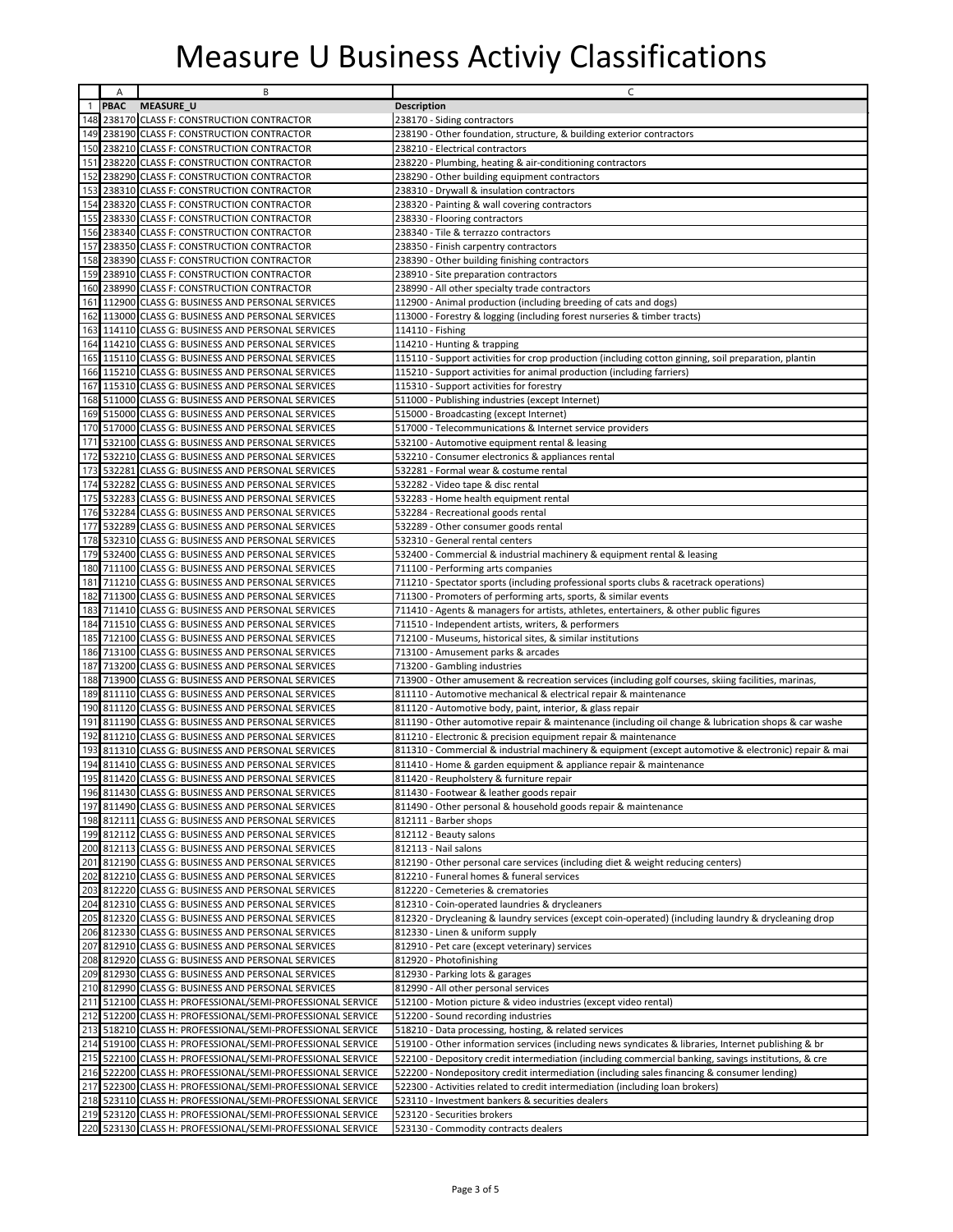# Measure U Business Activiy Classifications

| | A | B | C |
|---|---|---|---|
| 1 | PBAC | MEASURE_U | Description |
| 148 | 238170 | CLASS F: CONSTRUCTION CONTRACTOR | 238170 - Siding contractors |
| 149 | 238190 | CLASS F: CONSTRUCTION CONTRACTOR | 238190 - Other foundation, structure, & building exterior contractors |
| 150 | 238210 | CLASS F: CONSTRUCTION CONTRACTOR | 238210 - Electrical contractors |
| 151 | 238220 | CLASS F: CONSTRUCTION CONTRACTOR | 238220 - Plumbing, heating & air-conditioning contractors |
| 152 | 238290 | CLASS F: CONSTRUCTION CONTRACTOR | 238290 - Other building equipment contractors |
| 153 | 238310 | CLASS F: CONSTRUCTION CONTRACTOR | 238310 - Drywall & insulation contractors |
| 154 | 238320 | CLASS F: CONSTRUCTION CONTRACTOR | 238320 - Painting & wall covering contractors |
| 155 | 238330 | CLASS F: CONSTRUCTION CONTRACTOR | 238330 - Flooring contractors |
| 156 | 238340 | CLASS F: CONSTRUCTION CONTRACTOR | 238340 - Tile & terrazzo contractors |
| 157 | 238350 | CLASS F: CONSTRUCTION CONTRACTOR | 238350 - Finish carpentry contractors |
| 158 | 238390 | CLASS F: CONSTRUCTION CONTRACTOR | 238390 - Other building finishing contractors |
| 159 | 238910 | CLASS F: CONSTRUCTION CONTRACTOR | 238910 - Site preparation contractors |
| 160 | 238990 | CLASS F: CONSTRUCTION CONTRACTOR | 238990 - All other specialty trade contractors |
| 161 | 112900 | CLASS G: BUSINESS AND PERSONAL SERVICES | 112900 - Animal production (including breeding of cats and dogs) |
| 162 | 113000 | CLASS G: BUSINESS AND PERSONAL SERVICES | 113000 - Forestry & logging (including forest nurseries & timber tracts) |
| 163 | 114110 | CLASS G: BUSINESS AND PERSONAL SERVICES | 114110 - Fishing |
| 164 | 114210 | CLASS G: BUSINESS AND PERSONAL SERVICES | 114210 - Hunting & trapping |
| 165 | 115110 | CLASS G: BUSINESS AND PERSONAL SERVICES | 115110 - Support activities for crop production (including cotton ginning, soil preparation, plantin |
| 166 | 115210 | CLASS G: BUSINESS AND PERSONAL SERVICES | 115210 - Support activities for animal production (including farriers) |
| 167 | 115310 | CLASS G: BUSINESS AND PERSONAL SERVICES | 115310 - Support activities for forestry |
| 168 | 511000 | CLASS G: BUSINESS AND PERSONAL SERVICES | 511000 - Publishing industries (except Internet) |
| 169 | 515000 | CLASS G: BUSINESS AND PERSONAL SERVICES | 515000 - Broadcasting (except Internet) |
| 170 | 517000 | CLASS G: BUSINESS AND PERSONAL SERVICES | 517000 - Telecommunications & Internet service providers |
| 171 | 532100 | CLASS G: BUSINESS AND PERSONAL SERVICES | 532100 - Automotive equipment rental & leasing |
| 172 | 532210 | CLASS G: BUSINESS AND PERSONAL SERVICES | 532210 - Consumer electronics & appliances rental |
| 173 | 532281 | CLASS G: BUSINESS AND PERSONAL SERVICES | 532281 - Formal wear & costume rental |
| 174 | 532282 | CLASS G: BUSINESS AND PERSONAL SERVICES | 532282 - Video tape & disc rental |
| 175 | 532283 | CLASS G: BUSINESS AND PERSONAL SERVICES | 532283 - Home health equipment rental |
| 176 | 532284 | CLASS G: BUSINESS AND PERSONAL SERVICES | 532284 - Recreational goods rental |
| 177 | 532289 | CLASS G: BUSINESS AND PERSONAL SERVICES | 532289 - Other consumer goods rental |
| 178 | 532310 | CLASS G: BUSINESS AND PERSONAL SERVICES | 532310 - General rental centers |
| 179 | 532400 | CLASS G: BUSINESS AND PERSONAL SERVICES | 532400 - Commercial & industrial machinery & equipment rental & leasing |
| 180 | 711100 | CLASS G: BUSINESS AND PERSONAL SERVICES | 711100 - Performing arts companies |
| 181 | 711210 | CLASS G: BUSINESS AND PERSONAL SERVICES | 711210 - Spectator sports (including professional sports clubs & racetrack operations) |
| 182 | 711300 | CLASS G: BUSINESS AND PERSONAL SERVICES | 711300 - Promoters of performing arts, sports, & similar events |
| 183 | 711410 | CLASS G: BUSINESS AND PERSONAL SERVICES | 711410 - Agents & managers for artists, athletes, entertainers, & other public figures |
| 184 | 711510 | CLASS G: BUSINESS AND PERSONAL SERVICES | 711510 - Independent artists, writers, & performers |
| 185 | 712100 | CLASS G: BUSINESS AND PERSONAL SERVICES | 712100 - Museums, historical sites, & similar institutions |
| 186 | 713100 | CLASS G: BUSINESS AND PERSONAL SERVICES | 713100 - Amusement parks & arcades |
| 187 | 713200 | CLASS G: BUSINESS AND PERSONAL SERVICES | 713200 - Gambling industries |
| 188 | 713900 | CLASS G: BUSINESS AND PERSONAL SERVICES | 713900 - Other amusement & recreation services (including golf courses, skiing facilities, marinas, |
| 189 | 811110 | CLASS G: BUSINESS AND PERSONAL SERVICES | 811110 - Automotive mechanical & electrical repair & maintenance |
| 190 | 811120 | CLASS G: BUSINESS AND PERSONAL SERVICES | 811120 - Automotive body, paint, interior, & glass repair |
| 191 | 811190 | CLASS G: BUSINESS AND PERSONAL SERVICES | 811190 - Other automotive repair & maintenance (including oil change & lubrication shops & car washe |
| 192 | 811210 | CLASS G: BUSINESS AND PERSONAL SERVICES | 811210 - Electronic & precision equipment repair & maintenance |
| 193 | 811310 | CLASS G: BUSINESS AND PERSONAL SERVICES | 811310 - Commercial & industrial machinery & equipment (except automotive & electronic) repair & mai |
| 194 | 811410 | CLASS G: BUSINESS AND PERSONAL SERVICES | 811410 - Home & garden equipment & appliance repair & maintenance |
| 195 | 811420 | CLASS G: BUSINESS AND PERSONAL SERVICES | 811420 - Reupholstery & furniture repair |
| 196 | 811430 | CLASS G: BUSINESS AND PERSONAL SERVICES | 811430 - Footwear & leather goods repair |
| 197 | 811490 | CLASS G: BUSINESS AND PERSONAL SERVICES | 811490 - Other personal & household goods repair & maintenance |
| 198 | 812111 | CLASS G: BUSINESS AND PERSONAL SERVICES | 812111 - Barber shops |
| 199 | 812112 | CLASS G: BUSINESS AND PERSONAL SERVICES | 812112 - Beauty salons |
| 200 | 812113 | CLASS G: BUSINESS AND PERSONAL SERVICES | 812113 - Nail salons |
| 201 | 812190 | CLASS G: BUSINESS AND PERSONAL SERVICES | 812190 - Other personal care services (including diet & weight reducing centers) |
| 202 | 812210 | CLASS G: BUSINESS AND PERSONAL SERVICES | 812210 - Funeral homes & funeral services |
| 203 | 812220 | CLASS G: BUSINESS AND PERSONAL SERVICES | 812220 - Cemeteries & crematories |
| 204 | 812310 | CLASS G: BUSINESS AND PERSONAL SERVICES | 812310 - Coin-operated laundries & drycleaners |
| 205 | 812320 | CLASS G: BUSINESS AND PERSONAL SERVICES | 812320 - Drycleaning & laundry services (except coin-operated) (including laundry & drycleaning drop |
| 206 | 812330 | CLASS G: BUSINESS AND PERSONAL SERVICES | 812330 - Linen & uniform supply |
| 207 | 812910 | CLASS G: BUSINESS AND PERSONAL SERVICES | 812910 - Pet care (except veterinary) services |
| 208 | 812920 | CLASS G: BUSINESS AND PERSONAL SERVICES | 812920 - Photofinishing |
| 209 | 812930 | CLASS G: BUSINESS AND PERSONAL SERVICES | 812930 - Parking lots & garages |
| 210 | 812990 | CLASS G: BUSINESS AND PERSONAL SERVICES | 812990 - All other personal services |
| 211 | 512100 | CLASS H: PROFESSIONAL/SEMI-PROFESSIONAL SERVICE | 512100 - Motion picture & video industries (except video rental) |
| 212 | 512200 | CLASS H: PROFESSIONAL/SEMI-PROFESSIONAL SERVICE | 512200 - Sound recording industries |
| 213 | 518210 | CLASS H: PROFESSIONAL/SEMI-PROFESSIONAL SERVICE | 518210 - Data processing, hosting, & related services |
| 214 | 519100 | CLASS H: PROFESSIONAL/SEMI-PROFESSIONAL SERVICE | 519100 - Other information services (including news syndicates & libraries, Internet publishing & br |
| 215 | 522100 | CLASS H: PROFESSIONAL/SEMI-PROFESSIONAL SERVICE | 522100 - Depository credit intermediation (including commercial banking, savings institutions, & cre |
| 216 | 522200 | CLASS H: PROFESSIONAL/SEMI-PROFESSIONAL SERVICE | 522200 - Nondepository credit intermediation (including sales financing & consumer lending) |
| 217 | 522300 | CLASS H: PROFESSIONAL/SEMI-PROFESSIONAL SERVICE | 522300 - Activities related to credit intermediation (including loan brokers) |
| 218 | 523110 | CLASS H: PROFESSIONAL/SEMI-PROFESSIONAL SERVICE | 523110 - Investment bankers & securities dealers |
| 219 | 523120 | CLASS H: PROFESSIONAL/SEMI-PROFESSIONAL SERVICE | 523120 - Securities brokers |
| 220 | 523130 | CLASS H: PROFESSIONAL/SEMI-PROFESSIONAL SERVICE | 523130 - Commodity contracts dealers |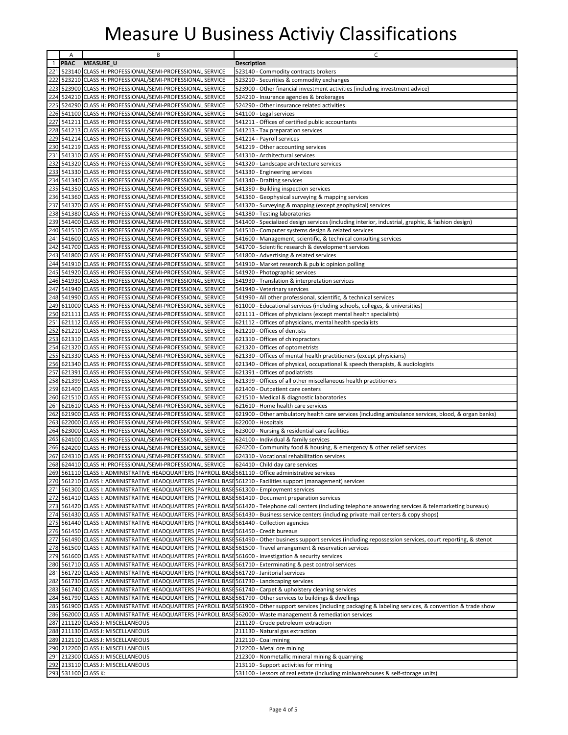# Measure U Business Activiy Classifications

| | A | B | C |
|---|---|---|---|
| 1 | PBAC | MEASURE_U | Description |
| 221 | 523140 | CLASS H: PROFESSIONAL/SEMI-PROFESSIONAL SERVICE | 523140 - Commodity contracts brokers |
| 222 | 523210 | CLASS H: PROFESSIONAL/SEMI-PROFESSIONAL SERVICE | 523210 - Securities & commodity exchanges |
| 223 | 523900 | CLASS H: PROFESSIONAL/SEMI-PROFESSIONAL SERVICE | 523900 - Other financial investment activities (including investment advice) |
| 224 | 524210 | CLASS H: PROFESSIONAL/SEMI-PROFESSIONAL SERVICE | 524210 - Insurance agencies & brokerages |
| 225 | 524290 | CLASS H: PROFESSIONAL/SEMI-PROFESSIONAL SERVICE | 524290 - Other insurance related activities |
| 226 | 541100 | CLASS H: PROFESSIONAL/SEMI-PROFESSIONAL SERVICE | 541100 - Legal services |
| 227 | 541211 | CLASS H: PROFESSIONAL/SEMI-PROFESSIONAL SERVICE | 541211 - Offices of certified public accountants |
| 228 | 541213 | CLASS H: PROFESSIONAL/SEMI-PROFESSIONAL SERVICE | 541213 - Tax preparation services |
| 229 | 541214 | CLASS H: PROFESSIONAL/SEMI-PROFESSIONAL SERVICE | 541214 - Payroll services |
| 230 | 541219 | CLASS H: PROFESSIONAL/SEMI-PROFESSIONAL SERVICE | 541219 - Other accounting services |
| 231 | 541310 | CLASS H: PROFESSIONAL/SEMI-PROFESSIONAL SERVICE | 541310 - Architectural services |
| 232 | 541320 | CLASS H: PROFESSIONAL/SEMI-PROFESSIONAL SERVICE | 541320 - Landscape architecture services |
| 233 | 541330 | CLASS H: PROFESSIONAL/SEMI-PROFESSIONAL SERVICE | 541330 - Engineering services |
| 234 | 541340 | CLASS H: PROFESSIONAL/SEMI-PROFESSIONAL SERVICE | 541340 - Drafting services |
| 235 | 541350 | CLASS H: PROFESSIONAL/SEMI-PROFESSIONAL SERVICE | 541350 - Building inspection services |
| 236 | 541360 | CLASS H: PROFESSIONAL/SEMI-PROFESSIONAL SERVICE | 541360 - Geophysical surveying & mapping services |
| 237 | 541370 | CLASS H: PROFESSIONAL/SEMI-PROFESSIONAL SERVICE | 541370 - Surveying & mapping (except geophysical) services |
| 238 | 541380 | CLASS H: PROFESSIONAL/SEMI-PROFESSIONAL SERVICE | 541380 - Testing laboratories |
| 239 | 541400 | CLASS H: PROFESSIONAL/SEMI-PROFESSIONAL SERVICE | 541400 - Specialized design services (including interior, industrial, graphic, & fashion design) |
| 240 | 541510 | CLASS H: PROFESSIONAL/SEMI-PROFESSIONAL SERVICE | 541510 - Computer systems design & related services |
| 241 | 541600 | CLASS H: PROFESSIONAL/SEMI-PROFESSIONAL SERVICE | 541600 - Management, scientific, & technical consulting services |
| 242 | 541700 | CLASS H: PROFESSIONAL/SEMI-PROFESSIONAL SERVICE | 541700 - Scientific research & development services |
| 243 | 541800 | CLASS H: PROFESSIONAL/SEMI-PROFESSIONAL SERVICE | 541800 - Advertising & related services |
| 244 | 541910 | CLASS H: PROFESSIONAL/SEMI-PROFESSIONAL SERVICE | 541910 - Market research & public opinion polling |
| 245 | 541920 | CLASS H: PROFESSIONAL/SEMI-PROFESSIONAL SERVICE | 541920 - Photographic services |
| 246 | 541930 | CLASS H: PROFESSIONAL/SEMI-PROFESSIONAL SERVICE | 541930 - Translation & interpretation services |
| 247 | 541940 | CLASS H: PROFESSIONAL/SEMI-PROFESSIONAL SERVICE | 541940 - Veterinary services |
| 248 | 541990 | CLASS H: PROFESSIONAL/SEMI-PROFESSIONAL SERVICE | 541990 - All other professional, scientific, & technical services |
| 249 | 611000 | CLASS H: PROFESSIONAL/SEMI-PROFESSIONAL SERVICE | 611000 - Educational services (including schools, colleges, & universities) |
| 250 | 621111 | CLASS H: PROFESSIONAL/SEMI-PROFESSIONAL SERVICE | 621111 - Offices of physicians (except mental health specialists) |
| 251 | 621112 | CLASS H: PROFESSIONAL/SEMI-PROFESSIONAL SERVICE | 621112 - Offices of physicians, mental health specialists |
| 252 | 621210 | CLASS H: PROFESSIONAL/SEMI-PROFESSIONAL SERVICE | 621210 - Offices of dentists |
| 253 | 621310 | CLASS H: PROFESSIONAL/SEMI-PROFESSIONAL SERVICE | 621310 - Offices of chiropractors |
| 254 | 621320 | CLASS H: PROFESSIONAL/SEMI-PROFESSIONAL SERVICE | 621320 - Offices of optometrists |
| 255 | 621330 | CLASS H: PROFESSIONAL/SEMI-PROFESSIONAL SERVICE | 621330 - Offices of mental health practitioners (except physicians) |
| 256 | 621340 | CLASS H: PROFESSIONAL/SEMI-PROFESSIONAL SERVICE | 621340 - Offices of physical, occupational & speech therapists, & audiologists |
| 257 | 621391 | CLASS H: PROFESSIONAL/SEMI-PROFESSIONAL SERVICE | 621391 - Offices of podiatrists |
| 258 | 621399 | CLASS H: PROFESSIONAL/SEMI-PROFESSIONAL SERVICE | 621399 - Offices of all other miscellaneous health practitioners |
| 259 | 621400 | CLASS H: PROFESSIONAL/SEMI-PROFESSIONAL SERVICE | 621400 - Outpatient care centers |
| 260 | 621510 | CLASS H: PROFESSIONAL/SEMI-PROFESSIONAL SERVICE | 621510 - Medical & diagnostic laboratories |
| 261 | 621610 | CLASS H: PROFESSIONAL/SEMI-PROFESSIONAL SERVICE | 621610 - Home health care services |
| 262 | 621900 | CLASS H: PROFESSIONAL/SEMI-PROFESSIONAL SERVICE | 621900 - Other ambulatory health care services (including ambulance services, blood, & organ banks) |
| 263 | 622000 | CLASS H: PROFESSIONAL/SEMI-PROFESSIONAL SERVICE | 622000 - Hospitals |
| 264 | 623000 | CLASS H: PROFESSIONAL/SEMI-PROFESSIONAL SERVICE | 623000 - Nursing & residential care facilities |
| 265 | 624100 | CLASS H: PROFESSIONAL/SEMI-PROFESSIONAL SERVICE | 624100 - Individual & family services |
| 266 | 624200 | CLASS H: PROFESSIONAL/SEMI-PROFESSIONAL SERVICE | 624200 - Community food & housing, & emergency & other relief services |
| 267 | 624310 | CLASS H: PROFESSIONAL/SEMI-PROFESSIONAL SERVICE | 624310 - Vocational rehabilitation services |
| 268 | 624410 | CLASS H: PROFESSIONAL/SEMI-PROFESSIONAL SERVICE | 624410 - Child day care services |
| 269 | 561110 | CLASS I: ADMINISTRATIVE HEADQUARTERS (PAYROLL BASE | 561110 - Office administrative services |
| 270 | 561210 | CLASS I: ADMINISTRATIVE HEADQUARTERS (PAYROLL BASE | 561210 - Facilities support (management) services |
| 271 | 561300 | CLASS I: ADMINISTRATIVE HEADQUARTERS (PAYROLL BASE | 561300 - Employment services |
| 272 | 561410 | CLASS I: ADMINISTRATIVE HEADQUARTERS (PAYROLL BASE | 561410 - Document preparation services |
| 273 | 561420 | CLASS I: ADMINISTRATIVE HEADQUARTERS (PAYROLL BASE | 561420 - Telephone call centers (including telephone answering services & telemarketing bureaus) |
| 274 | 561430 | CLASS I: ADMINISTRATIVE HEADQUARTERS (PAYROLL BASE | 561430 - Business service centers (including private mail centers & copy shops) |
| 275 | 561440 | CLASS I: ADMINISTRATIVE HEADQUARTERS (PAYROLL BASE | 561440 - Collection agencies |
| 276 | 561450 | CLASS I: ADMINISTRATIVE HEADQUARTERS (PAYROLL BASE | 561450 - Credit bureaus |
| 277 | 561490 | CLASS I: ADMINISTRATIVE HEADQUARTERS (PAYROLL BASE | 561490 - Other business support services (including repossession services, court reporting, & stenot |
| 278 | 561500 | CLASS I: ADMINISTRATIVE HEADQUARTERS (PAYROLL BASE | 561500 - Travel arrangement & reservation services |
| 279 | 561600 | CLASS I: ADMINISTRATIVE HEADQUARTERS (PAYROLL BASE | 561600 - Investigation & security services |
| 280 | 561710 | CLASS I: ADMINISTRATIVE HEADQUARTERS (PAYROLL BASE | 561710 - Exterminating & pest control services |
| 281 | 561720 | CLASS I: ADMINISTRATIVE HEADQUARTERS (PAYROLL BASE | 561720 - Janitorial services |
| 282 | 561730 | CLASS I: ADMINISTRATIVE HEADQUARTERS (PAYROLL BASE | 561730 - Landscaping services |
| 283 | 561740 | CLASS I: ADMINISTRATIVE HEADQUARTERS (PAYROLL BASE | 561740 - Carpet & upholstery cleaning services |
| 284 | 561790 | CLASS I: ADMINISTRATIVE HEADQUARTERS (PAYROLL BASE | 561790 - Other services to buildings & dwellings |
| 285 | 561900 | CLASS I: ADMINISTRATIVE HEADQUARTERS (PAYROLL BASE | 561900 - Other support services (including packaging & labeling services, & convention & trade show |
| 286 | 562000 | CLASS I: ADMINISTRATIVE HEADQUARTERS (PAYROLL BASE | 562000 - Waste management & remediation services |
| 287 | 211120 | CLASS J: MISCELLANEOUS | 211120 - Crude petroleum extraction |
| 288 | 211130 | CLASS J: MISCELLANEOUS | 211130 - Natural gas extraction |
| 289 | 212110 | CLASS J: MISCELLANEOUS | 212110 - Coal mining |
| 290 | 212200 | CLASS J: MISCELLANEOUS | 212200 - Metal ore mining |
| 291 | 212300 | CLASS J: MISCELLANEOUS | 212300 - Nonmetallic mineral mining & quarrying |
| 292 | 213110 | CLASS J: MISCELLANEOUS | 213110 - Support activities for mining |
| 293 | 531100 | CLASS K: | 531100 - Lessors of real estate (including miniwarehouses & self-storage units) |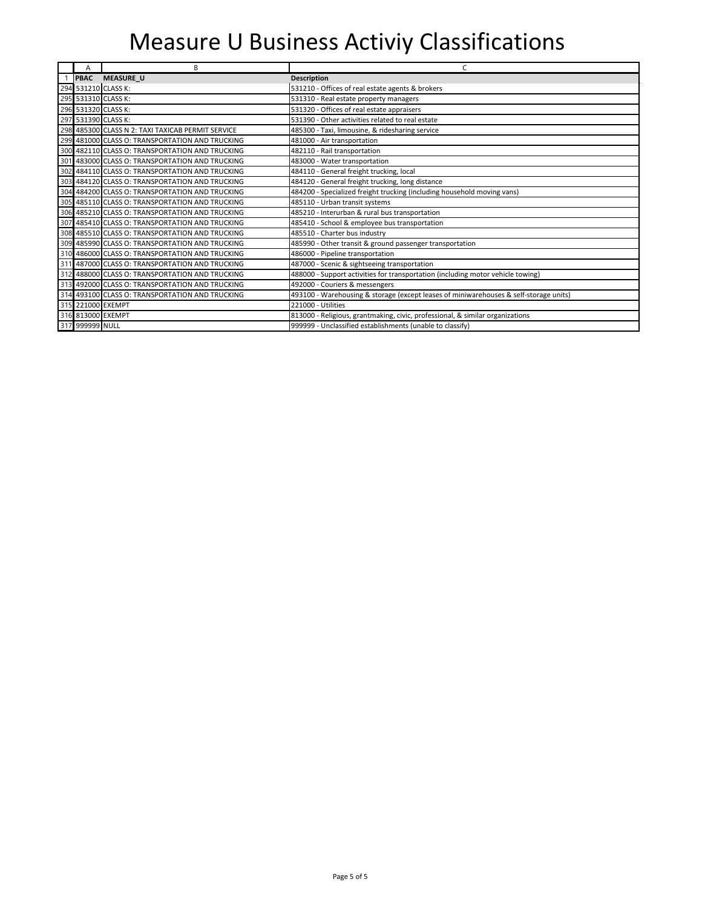# Measure U Business Activiy Classifications

| | A | B | C |
|---|---|---|---|
| 1 | PBAC | MEASURE_U | Description |
| 294 | 531210 | CLASS K: | 531210 - Offices of real estate agents & brokers |
| 295 | 531310 | CLASS K: | 531310 - Real estate property managers |
| 296 | 531320 | CLASS K: | 531320 - Offices of real estate appraisers |
| 297 | 531390 | CLASS K: | 531390 - Other activities related to real estate |
| 298 | 485300 | CLASS N 2: TAXI TAXICAB PERMIT SERVICE | 485300 - Taxi, limousine, & ridesharing service |
| 299 | 481000 | CLASS O: TRANSPORTATION AND TRUCKING | 481000 - Air transportation |
| 300 | 482110 | CLASS O: TRANSPORTATION AND TRUCKING | 482110 - Rail transportation |
| 301 | 483000 | CLASS O: TRANSPORTATION AND TRUCKING | 483000 - Water transportation |
| 302 | 484110 | CLASS O: TRANSPORTATION AND TRUCKING | 484110 - General freight trucking, local |
| 303 | 484120 | CLASS O: TRANSPORTATION AND TRUCKING | 484120 - General freight trucking, long distance |
| 304 | 484200 | CLASS O: TRANSPORTATION AND TRUCKING | 484200 - Specialized freight trucking (including household moving vans) |
| 305 | 485110 | CLASS O: TRANSPORTATION AND TRUCKING | 485110 - Urban transit systems |
| 306 | 485210 | CLASS O: TRANSPORTATION AND TRUCKING | 485210 - Interurban & rural bus transportation |
| 307 | 485410 | CLASS O: TRANSPORTATION AND TRUCKING | 485410 - School & employee bus transportation |
| 308 | 485510 | CLASS O: TRANSPORTATION AND TRUCKING | 485510 - Charter bus industry |
| 309 | 485990 | CLASS O: TRANSPORTATION AND TRUCKING | 485990 - Other transit & ground passenger transportation |
| 310 | 486000 | CLASS O: TRANSPORTATION AND TRUCKING | 486000 - Pipeline transportation |
| 311 | 487000 | CLASS O: TRANSPORTATION AND TRUCKING | 487000 - Scenic & sightseeing transportation |
| 312 | 488000 | CLASS O: TRANSPORTATION AND TRUCKING | 488000 - Support activities for transportation (including motor vehicle towing) |
| 313 | 492000 | CLASS O: TRANSPORTATION AND TRUCKING | 492000 - Couriers & messengers |
| 314 | 493100 | CLASS O: TRANSPORTATION AND TRUCKING | 493100 - Warehousing & storage (except leases of miniwarehouses & self-storage units) |
| 315 | 221000 | EXEMPT | 221000 - Utilities |
| 316 | 813000 | EXEMPT | 813000 - Religious, grantmaking, civic, professional, & similar organizations |
| 317 | 999999 | NULL | 999999 - Unclassified establishments (unable to classify) |